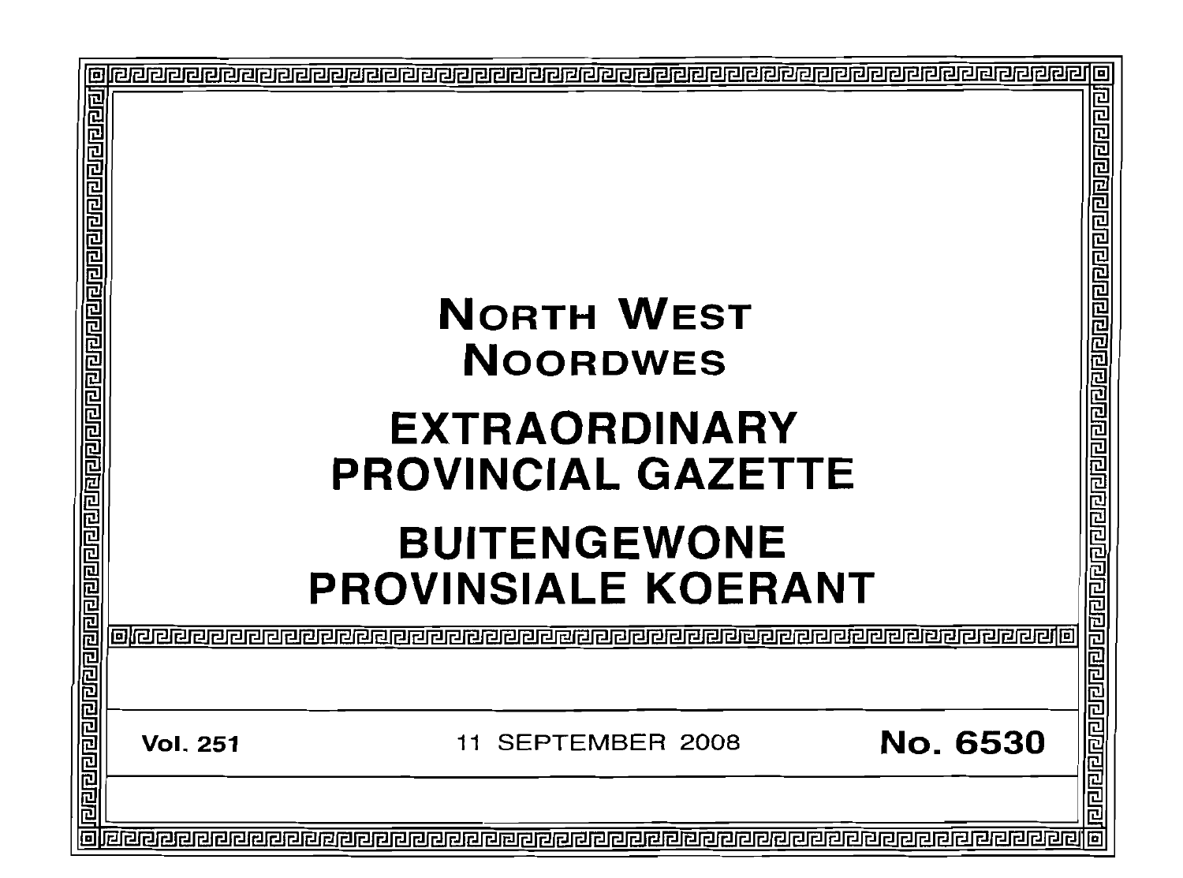# NORTH WEST
# NOORDWES

# EXTRAORDINARY PROVINCIAL GAZETTE

# BUITENGEWONE PROVINSIALE KOERANT

**Vol. 251** 11 SEPTEMBER 2008 **No. 6530**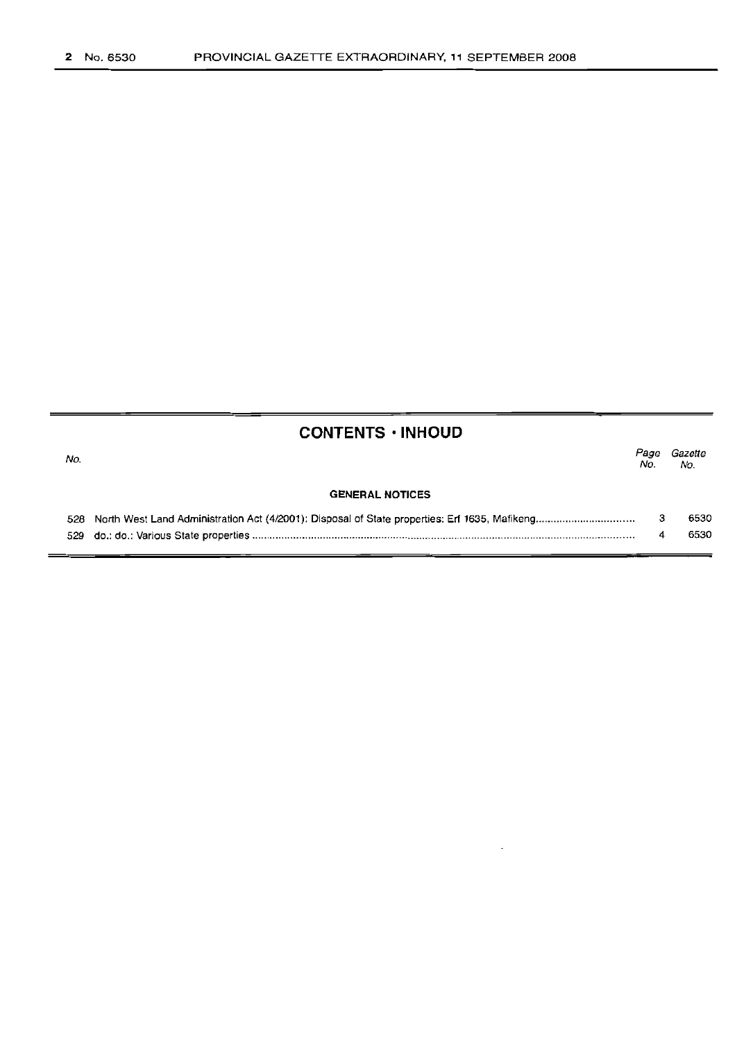## CONTENTS · INHOUD

| No. | | Page No. | Gazette No. |
|---|---|---|---|
| | **GENERAL NOTICES** | | |
| 528 | North West Land Administration Act (4/2001): Disposal of State properties: Erf 1635, Mafikeng | 3 | 6530 |
| 529 | do.: do.: Various State properties | 4 | 6530 |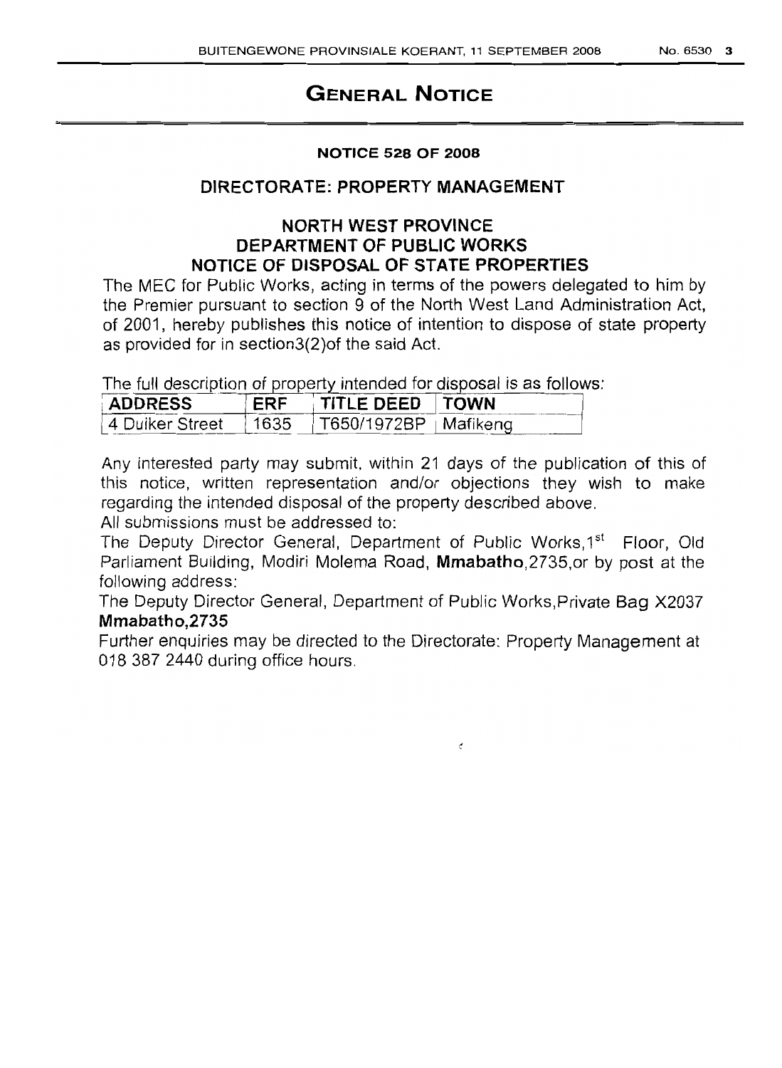# GENERAL NOTICE

**NOTICE 528 OF 2008**

## DIRECTORATE: PROPERTY MANAGEMENT

## NORTH WEST PROVINCE
## DEPARTMENT OF PUBLIC WORKS
## NOTICE OF DISPOSAL OF STATE PROPERTIES

The MEC for Public Works, acting in terms of the powers delegated to him by the Premier pursuant to section 9 of the North West Land Administration Act, of 2001, hereby publishes this notice of intention to dispose of state property as provided for in section3(2)of the said Act.

The full description of property intended for disposal is as follows:

| ADDRESS | ERF | TITLE DEED | TOWN |
|---|---|---|---|
| 4 Duiker Street | 1635 | T650/1972BP | Mafikeng |

Any interested party may submit, within 21 days of the publication of this of this notice, written representation and/or objections they wish to make regarding the intended disposal of the property described above.

All submissions must be addressed to:

The Deputy Director General, Department of Public Works,1st Floor, Old Parliament Building, Modiri Molema Road, **Mmabatho**,2735,or by post at the following address:

The Deputy Director General, Department of Public Works,Private Bag X2037 **Mmabatho,2735**

Further enquiries may be directed to the Directorate: Property Management at 018 387 2440 during office hours.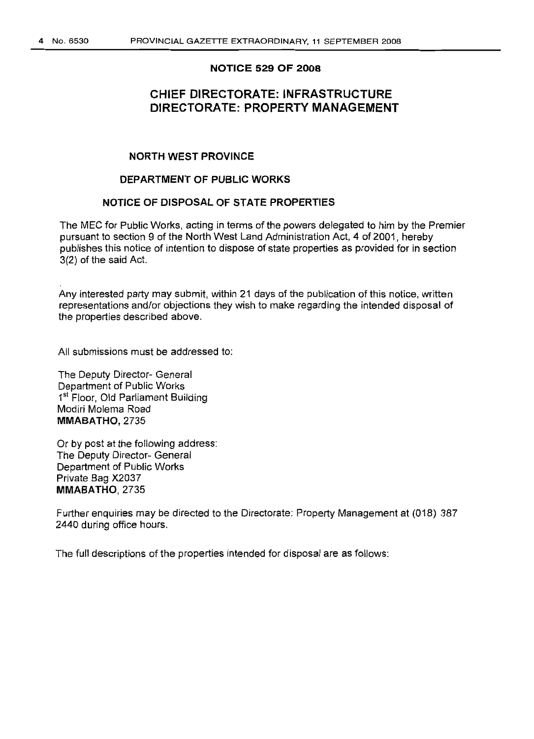**NOTICE 529 OF 2008**

## CHIEF DIRECTORATE: INFRASTRUCTURE
## DIRECTORATE: PROPERTY MANAGEMENT

### NORTH WEST PROVINCE

### DEPARTMENT OF PUBLIC WORKS

### NOTICE OF DISPOSAL OF STATE PROPERTIES

The MEC for Public Works, acting in terms of the powers delegated to him by the Premier pursuant to section 9 of the North West Land Administration Act, 4 of 2001, hereby publishes this notice of intention to dispose of state properties as provided for in section 3(2) of the said Act.

Any interested party may submit, within 21 days of the publication of this notice, written representations and/or objections they wish to make regarding the intended disposal of the properties described above.

All submissions must be addressed to:

The Deputy Director- General
Department of Public Works
1st Floor, Old Parliament Building
Modiri Molema Road
**MMABATHO**, 2735

Or by post at the following address:
The Deputy Director- General
Department of Public Works
Private Bag X2037
**MMABATHO**, 2735

Further enquiries may be directed to the Directorate: Property Management at (018) 387 2440 during office hours.

The full descriptions of the properties intended for disposal are as follows: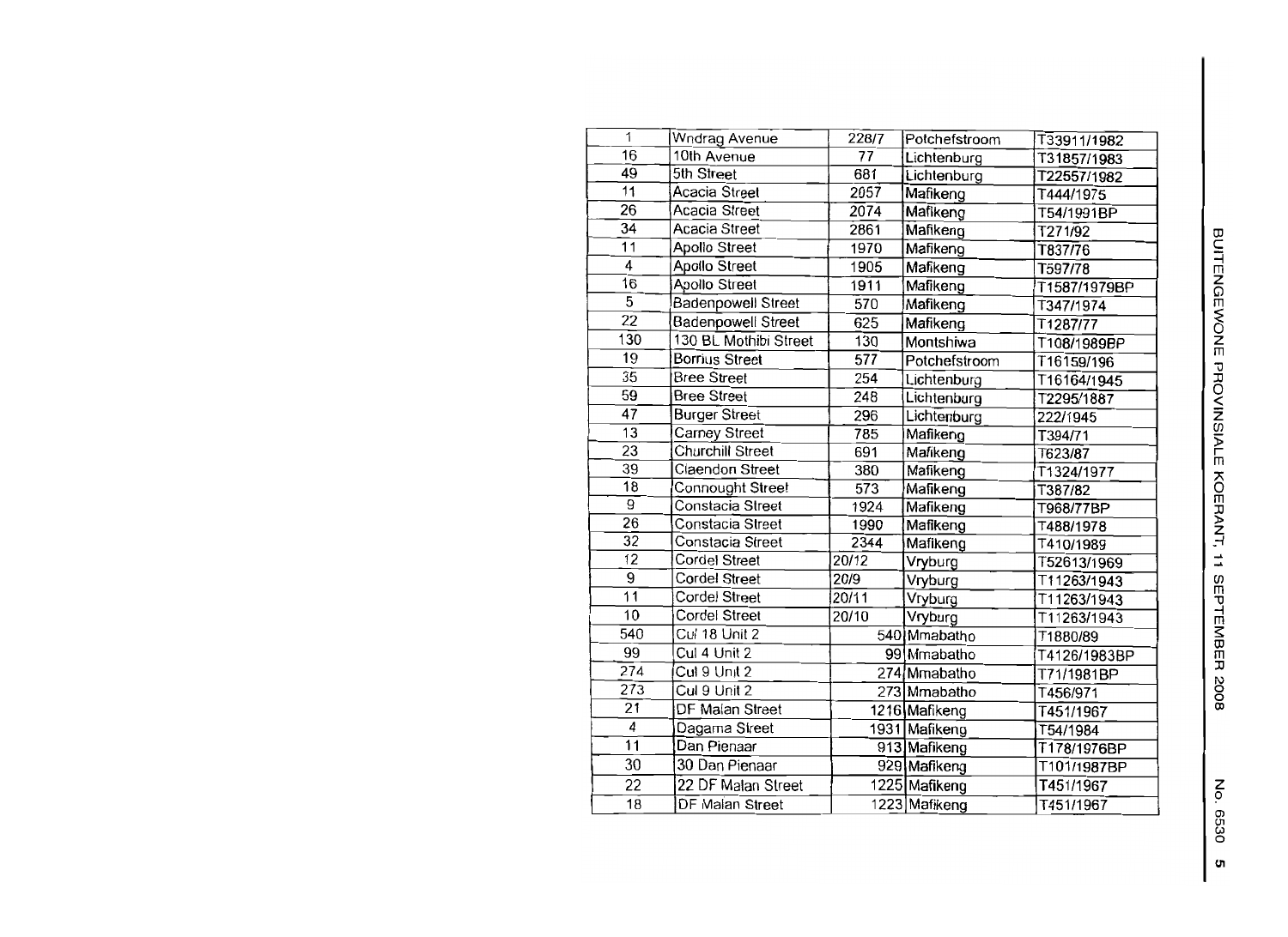| | | | | |
|---|---|---|---|---|
| 1 | Wndrag Avenue | 228/7 | Potchefstroom | T33911/1982 |
| 16 | 10th Avenue | 77 | Lichtenburg | T31857/1983 |
| 49 | 5th Street | 681 | Lichtenburg | T22557/1982 |
| 11 | Acacia Street | 2057 | Mafikeng | T444/1975 |
| 26 | Acacia Street | 2074 | Mafikeng | T54/1991BP |
| 34 | Acacia Street | 2861 | Mafikeng | T271/92 |
| 11 | Apollo Street | 1970 | Mafikeng | T837/76 |
| 4 | Apollo Street | 1905 | Mafikeng | T597/78 |
| 16 | Apollo Street | 1911 | Mafikeng | T1587/1979BP |
| 5 | Badenpowell Street | 570 | Mafikeng | T347/1974 |
| 22 | Badenpowell Street | 625 | Mafikeng | T1287/77 |
| 130 | 130 BL Mothibi Street | 130 | Montshiwa | T108/1989BP |
| 19 | Borrius Street | 577 | Potchefstroom | T16159/196 |
| 35 | Bree Street | 254 | Lichtenburg | T16164/1945 |
| 59 | Bree Street | 248 | Lichtenburg | T2295/1887 |
| 47 | Burger Street | 296 | Lichtenburg | 222/1945 |
| 13 | Carney Street | 785 | Mafikeng | T394/71 |
| 23 | Churchill Street | 691 | Mafikeng | T623/87 |
| 39 | Claendon Street | 380 | Mafikeng | T1324/1977 |
| 18 | Connought Street | 573 | Mafikeng | T387/82 |
| 9 | Constacia Street | 1924 | Mafikeng | T968/77BP |
| 26 | Constacia Street | 1990 | Mafikeng | T488/1978 |
| 32 | Constacia Street | 2344 | Mafikeng | T410/1989 |
| 12 | Cordel Street | 20/12 | Vryburg | T52613/1969 |
| 9 | Cordel Street | 20/9 | Vryburg | T11263/1943 |
| 11 | Cordel Street | 20/11 | Vryburg | T11263/1943 |
| 10 | Cordel Street | 20/10 | Vryburg | T11263/1943 |
| 540 | Cul 18 Unit 2 | 540 | Mmabatho | T1880/89 |
| 99 | Cul 4 Unit 2 | 99 | Mmabatho | T4126/1983BP |
| 274 | Cul 9 Unit 2 | 274 | Mmabatho | T71/1981BP |
| 273 | Cul 9 Unit 2 | 273 | Mmabatho | T456/971 |
| 21 | DF Malan Street | 1216 | Mafikeng | T451/1967 |
| 4 | Dagama Street | 1931 | Mafikeng | T54/1984 |
| 11 | Dan Pienaar | 913 | Mafikeng | T178/1976BP |
| 30 | 30 Dan Pienaar | 929 | Mafikeng | T101/1987BP |
| 22 | 22 DF Malan Street | 1225 | Mafikeng | T451/1967 |
| 18 | DF Malan Street | 1223 | Mafikeng | T451/1967 |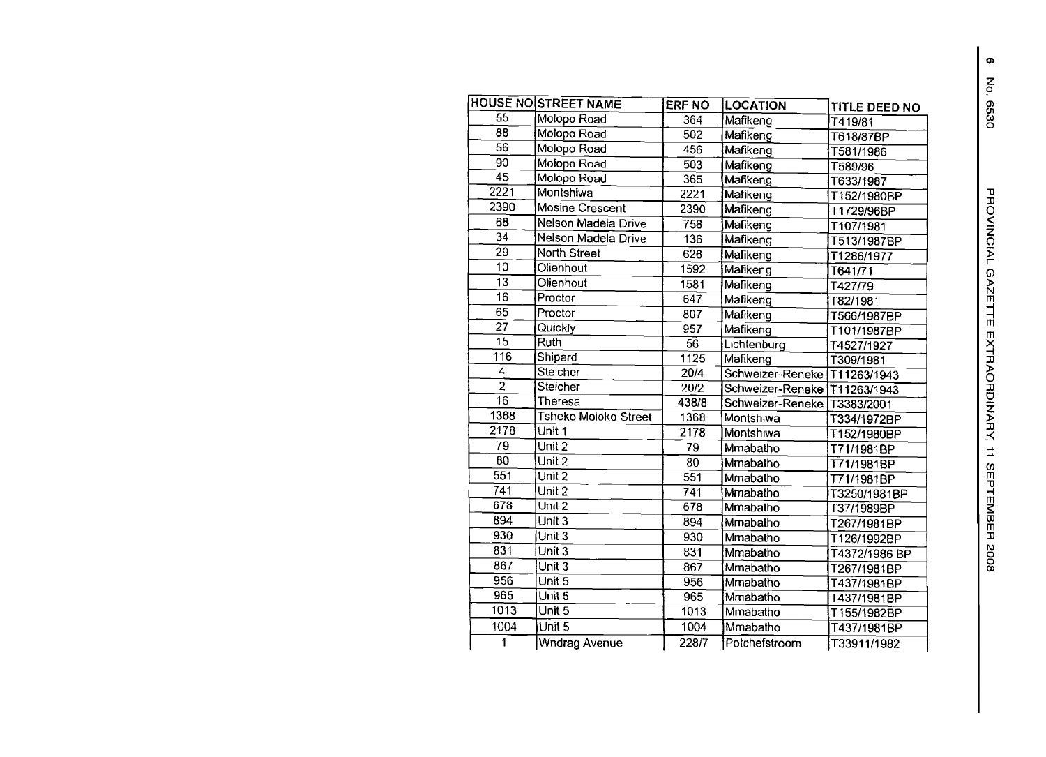| HOUSE NO | STREET NAME | ERF NO | LOCATION | TITLE DEED NO |
|---|---|---|---|---|
| 55 | Molopo Road | 364 | Mafikeng | T419/81 |
| 88 | Molopo Road | 502 | Mafikeng | T618/87BP |
| 56 | Molopo Road | 456 | Mafikeng | T581/1986 |
| 90 | Molopo Road | 503 | Mafikeng | T589/96 |
| 45 | Molopo Road | 365 | Mafikeng | T633/1987 |
| 2221 | Montshiwa | 2221 | Mafikeng | T152/1980BP |
| 2390 | Mosine Crescent | 2390 | Mafikeng | T1729/96BP |
| 68 | Nelson Madela Drive | 758 | Mafikeng | T107/1981 |
| 34 | Nelson Madela Drive | 136 | Mafikeng | T513/1987BP |
| 29 | North Street | 626 | Mafikeng | T1286/1977 |
| 10 | Olienhout | 1592 | Mafikeng | T641/71 |
| 13 | Olienhout | 1581 | Mafikeng | T427/79 |
| 16 | Proctor | 647 | Mafikeng | T82/1981 |
| 65 | Proctor | 807 | Mafikeng | T566/1987BP |
| 27 | Quickly | 957 | Mafikeng | T101/1987BP |
| 15 | Ruth | 56 | Lichtenburg | T4527/1927 |
| 116 | Shipard | 1125 | Mafikeng | T309/1981 |
| 4 | Steicher | 20/4 | Schweizer-Reneke | T11263/1943 |
| 2 | Steicher | 20/2 | Schweizer-Reneke | T11263/1943 |
| 16 | Theresa | 438/8 | Schweizer-Reneke | T3383/2001 |
| 1368 | Tsheko Moloko Street | 1368 | Montshiwa | T334/1972BP |
| 2178 | Unit 1 | 2178 | Montshiwa | T152/1980BP |
| 79 | Unit 2 | 79 | Mmabatho | T71/1981BP |
| 80 | Unit 2 | 80 | Mmabatho | T71/1981BP |
| 551 | Unit 2 | 551 | Mmabatho | T71/1981BP |
| 741 | Unit 2 | 741 | Mmabatho | T3250/1981BP |
| 678 | Unit 2 | 678 | Mmabatho | T37/1989BP |
| 894 | Unit 3 | 894 | Mmabatho | T267/1981BP |
| 930 | Unit 3 | 930 | Mmabatho | T126/1992BP |
| 831 | Unit 3 | 831 | Mmabatho | T4372/1986 BP |
| 867 | Unit 3 | 867 | Mmabatho | T267/1981BP |
| 956 | Unit 5 | 956 | Mmabatho | T437/1981BP |
| 965 | Unit 5 | 965 | Mmabatho | T437/1981BP |
| 1013 | Unit 5 | 1013 | Mmabatho | T155/1982BP |
| 1004 | Unit 5 | 1004 | Mmabatho | T437/1981BP |
| 1 | Wndrag Avenue | 228/7 | Potchefstroom | T33911/1982 |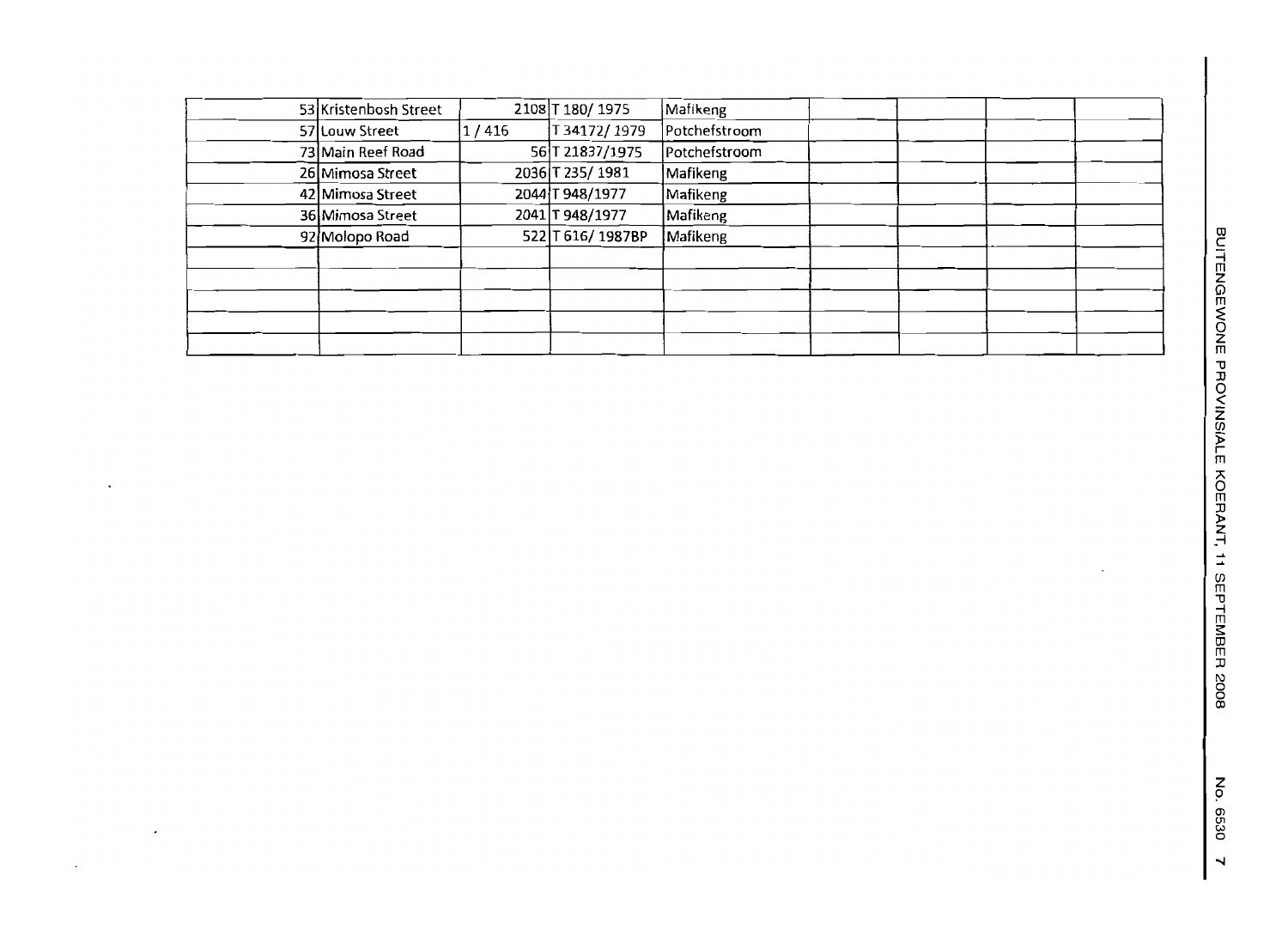| | | | | | | | | |
|---|---|---|---|---|---|---|---|---|
| | 53 Kristenbosh Street | 2108 | T 180/ 1975 | Mafikeng | | | | |
| | 57 Louw Street | 1 / 416 | T 34172/ 1979 | Potchefstroom | | | | |
| | 73 Main Reef Road | 56 | T 21837/1975 | Potchefstroom | | | | |
| | 26 Mimosa Street | 2036 | T 235/ 1981 | Mafikeng | | | | |
| | 42 Mimosa Street | 2044 | T 948/1977 | Mafikeng | | | | |
| | 36 Mimosa Street | 2041 | T 948/1977 | Mafikeng | | | | |
| | 92 Molopo Road | 522 | T 616/ 1987BP | Mafikeng | | | | |
| | | | | | | | | |
| | | | | | | | | |
| | | | | | | | | |
| | | | | | | | | |
| | | | | | | | | |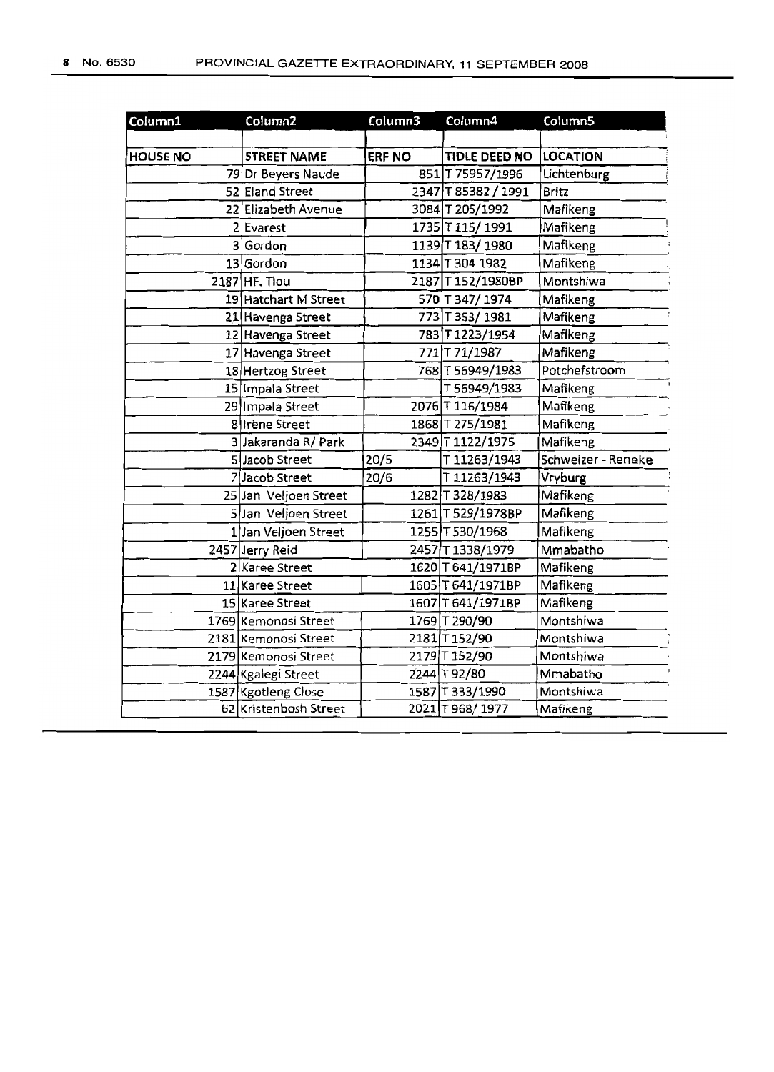| Column1 | Column2 | Column3 | Column4 | Column5 |
|---|---|---|---|---|
| | | | | |
| HOUSE NO | STREET NAME | ERF NO | TIDLE DEED NO | LOCATION |
| 79 | Dr Beyers Naude | 851 | T 75957/1996 | Lichtenburg |
| 52 | Eland Street | 2347 | T 85382 / 1991 | Britz |
| 22 | Elizabeth Avenue | 3084 | T 205/1992 | Mafikeng |
| 2 | Evarest | 1735 | T 115/ 1991 | Mafikeng |
| 3 | Gordon | 1139 | T 183/ 1980 | Mafikeng |
| 13 | Gordon | 1134 | T 304 1982 | Mafikeng |
| 2187 | HF. Tlou | 2187 | T 152/1980BP | Montshiwa |
| 19 | Hatchart M Street | 570 | T 347/ 1974 | Mafikeng |
| 21 | Havenga Street | 773 | T 353/ 1981 | Mafikeng |
| 12 | Havenga Street | 783 | T 1223/1954 | Mafikeng |
| 17 | Havenga Street | 771 | T 71/1987 | Mafikeng |
| 18 | Hertzog Street | 768 | T 56949/1983 | Potchefstroom |
| 15 | Impala Street | | T 56949/1983 | Mafikeng |
| 29 | Impala Street | 2076 | T 116/1984 | Mafikeng |
| 8 | Irene Street | 1868 | T 275/1981 | Mafikeng |
| 3 | Jakaranda R/ Park | 2349 | T 1122/1975 | Mafikeng |
| 5 | Jacob Street | 20/5 | T 11263/1943 | Schweizer - Reneke |
| 7 | Jacob Street | 20/6 | T 11263/1943 | Vryburg |
| 25 | Jan Veljoen Street | 1282 | T 328/1983 | Mafikeng |
| 5 | Jan Veljoen Street | 1261 | T 529/1978BP | Mafikeng |
| 1 | Jan Veljoen Street | 1255 | T 530/1968 | Mafikeng |
| 2457 | Jerry Reid | 2457 | T 1338/1979 | Mmabatho |
| 2 | Karee Street | 1620 | T 641/1971BP | Mafikeng |
| 11 | Karee Street | 1605 | T 641/1971BP | Mafikeng |
| 15 | Karee Street | 1607 | T 641/1971BP | Mafikeng |
| 1769 | Kemonosi Street | 1769 | T 290/90 | Montshiwa |
| 2181 | Kemonosi Street | 2181 | T 152/90 | Montshiwa |
| 2179 | Kemonosi Street | 2179 | T 152/90 | Montshiwa |
| 2244 | Kgalegi Street | 2244 | T 92/80 | Mmabatho |
| 1587 | Kgotleng Close | 1587 | T 333/1990 | Montshiwa |
| 62 | Kristenbosh Street | 2021 | T 968/ 1977 | Mafikeng |